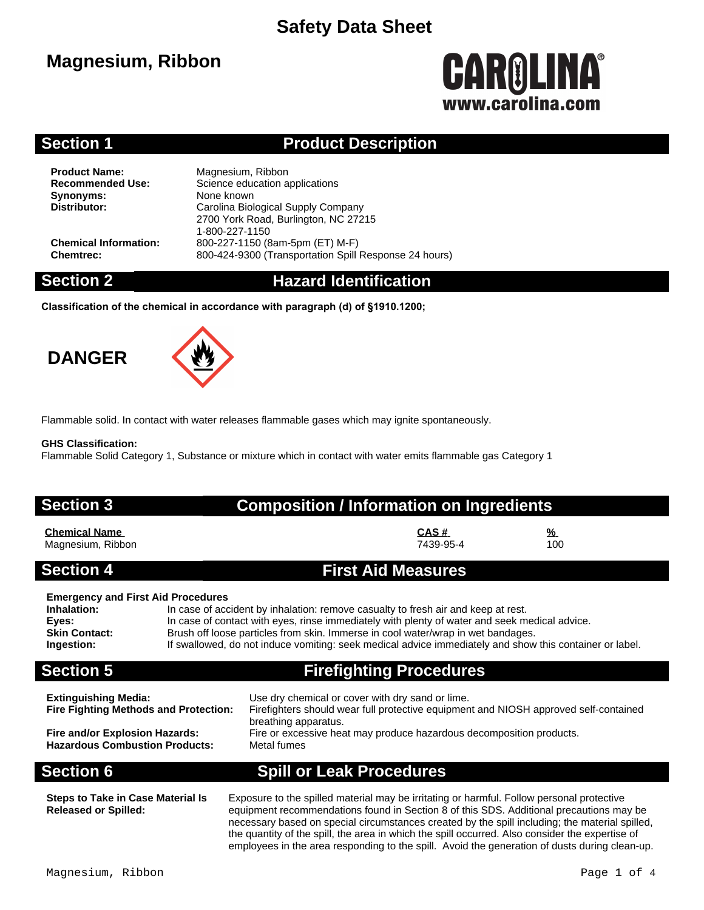# Safety Data Sheet

## Magnesium, Ribbon

CAROLINA®
www.carolina.com

## Section 1 Product Description

**Product Name:** Magnesium, Ribbon
**Recommended Use:** Science education applications
**Synonyms:** None known
**Distributor:** Carolina Biological Supply Company
2700 York Road, Burlington, NC 27215
1-800-227-1150
**Chemical Information:** 800-227-1150 (8am-5pm (ET) M-F)
**Chemtrec:** 800-424-9300 (Transportation Spill Response 24 hours)

## Section 2 Hazard Identification

**Classification of the chemical in accordance with paragraph (d) of §1910.1200;**

**DANGER**

Flammable solid. In contact with water releases flammable gases which may ignite spontaneously.

**GHS Classification:**
Flammable Solid Category 1, Substance or mixture which in contact with water emits flammable gas Category 1

## Section 3 Composition / Information on Ingredients

| Chemical Name | CAS # | % |
|---|---|---|
| Magnesium, Ribbon | 7439-95-4 | 100 |

## Section 4 First Aid Measures

**Emergency and First Aid Procedures**

**Inhalation:** In case of accident by inhalation: remove casualty to fresh air and keep at rest.
**Eyes:** In case of contact with eyes, rinse immediately with plenty of water and seek medical advice.
**Skin Contact:** Brush off loose particles from skin. Immerse in cool water/wrap in wet bandages.
**Ingestion:** If swallowed, do not induce vomiting: seek medical advice immediately and show this container or label.

## Section 5 Firefighting Procedures

**Extinguishing Media:** Use dry chemical or cover with dry sand or lime.
**Fire Fighting Methods and Protection:** Firefighters should wear full protective equipment and NIOSH approved self-contained breathing apparatus.
**Fire and/or Explosion Hazards:** Fire or excessive heat may produce hazardous decomposition products.
**Hazardous Combustion Products:** Metal fumes

## Section 6 Spill or Leak Procedures

**Steps to Take in Case Material Is Released or Spilled:** Exposure to the spilled material may be irritating or harmful. Follow personal protective equipment recommendations found in Section 8 of this SDS. Additional precautions may be necessary based on special circumstances created by the spill including; the material spilled, the quantity of the spill, the area in which the spill occurred. Also consider the expertise of employees in the area responding to the spill. Avoid the generation of dusts during clean-up.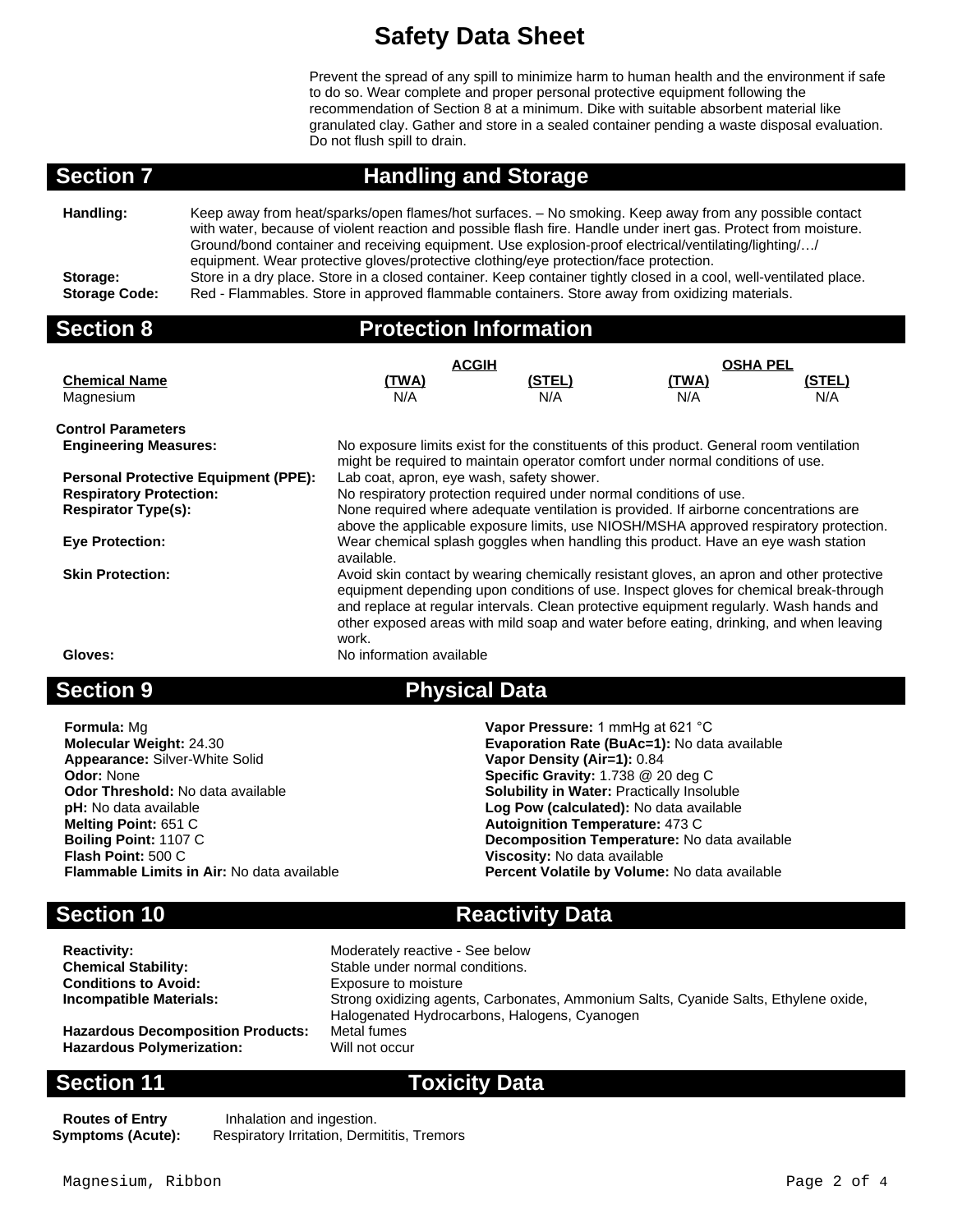# Safety Data Sheet

Prevent the spread of any spill to minimize harm to human health and the environment if safe to do so. Wear complete and proper personal protective equipment following the recommendation of Section 8 at a minimum. Dike with suitable absorbent material like granulated clay. Gather and store in a sealed container pending a waste disposal evaluation. Do not flush spill to drain.

## Section 7 Handling and Storage

**Handling:** Keep away from heat/sparks/open flames/hot surfaces. – No smoking. Keep away from any possible contact with water, because of violent reaction and possible flash fire. Handle under inert gas. Protect from moisture. Ground/bond container and receiving equipment. Use explosion-proof electrical/ventilating/lighting/…/ equipment. Wear protective gloves/protective clothing/eye protection/face protection.

**Storage:** Store in a dry place. Store in a closed container. Keep container tightly closed in a cool, well-ventilated place.

**Storage Code:** Red - Flammables. Store in approved flammable containers. Store away from oxidizing materials.

## Section 8 Protection Information

| | ACGIH | | OSHA PEL | |
|---|---|---|---|---|
| **Chemical Name** | **(TWA)** | **(STEL)** | **(TWA)** | **(STEL)** |
| Magnesium | N/A | N/A | N/A | N/A |

**Control Parameters**

**Engineering Measures:** No exposure limits exist for the constituents of this product. General room ventilation might be required to maintain operator comfort under normal conditions of use.

**Personal Protective Equipment (PPE):** Lab coat, apron, eye wash, safety shower.

**Respiratory Protection:** No respiratory protection required under normal conditions of use.

**Respirator Type(s):** None required where adequate ventilation is provided. If airborne concentrations are above the applicable exposure limits, use NIOSH/MSHA approved respiratory protection.

**Eye Protection:** Wear chemical splash goggles when handling this product. Have an eye wash station available.

**Skin Protection:** Avoid skin contact by wearing chemically resistant gloves, an apron and other protective equipment depending upon conditions of use. Inspect gloves for chemical break-through and replace at regular intervals. Clean protective equipment regularly. Wash hands and other exposed areas with mild soap and water before eating, drinking, and when leaving work.

**Gloves:** No information available

## Section 9 Physical Data

**Formula:** Mg
**Molecular Weight:** 24.30
**Appearance:** Silver-White Solid
**Odor:** None
**Odor Threshold:** No data available
**pH:** No data available
**Melting Point:** 651 C
**Boiling Point:** 1107 C
**Flash Point:** 500 C
**Flammable Limits in Air:** No data available

**Vapor Pressure:** 1 mmHg at 621 °C
**Evaporation Rate (BuAc=1):** No data available
**Vapor Density (Air=1):** 0.84
**Specific Gravity:** 1.738 @ 20 deg C
**Solubility in Water:** Practically Insoluble
**Log Pow (calculated):** No data available
**Autoignition Temperature:** 473 C
**Decomposition Temperature:** No data available
**Viscosity:** No data available
**Percent Volatile by Volume:** No data available

## Section 10 Reactivity Data

**Reactivity:** Moderately reactive - See below
**Chemical Stability:** Stable under normal conditions.
**Conditions to Avoid:** Exposure to moisture
**Incompatible Materials:** Strong oxidizing agents, Carbonates, Ammonium Salts, Cyanide Salts, Ethylene oxide, Halogenated Hydrocarbons, Halogens, Cyanogen
**Hazardous Decomposition Products:** Metal fumes
**Hazardous Polymerization:** Will not occur

## Section 11 Toxicity Data

**Routes of Entry** Inhalation and ingestion.
**Symptoms (Acute):** Respiratory Irritation, Dermititis, Tremors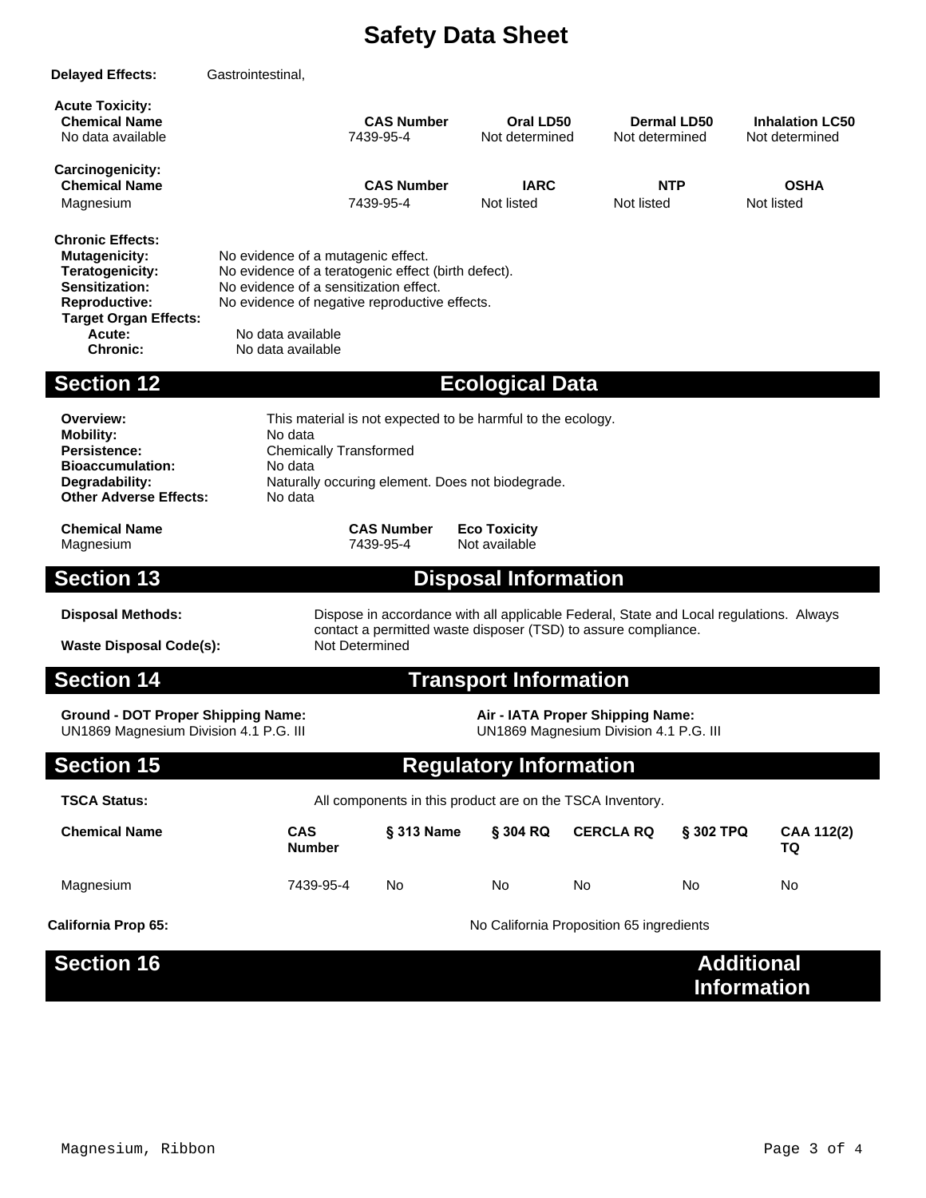# Safety Data Sheet

**Delayed Effects:** Gastrointestinal,

**Acute Toxicity:**

| Chemical Name | CAS Number | Oral LD50 | Dermal LD50 | Inhalation LC50 |
|---|---|---|---|---|
| No data available | 7439-95-4 | Not determined | Not determined | Not determined |

**Carcinogenicity:**

| Chemical Name | CAS Number | IARC | NTP | OSHA |
|---|---|---|---|---|
| Magnesium | 7439-95-4 | Not listed | Not listed | Not listed |

**Chronic Effects:**

**Mutagenicity:** No evidence of a mutagenic effect.
**Teratogenicity:** No evidence of a teratogenic effect (birth defect).
**Sensitization:** No evidence of a sensitization effect.
**Reproductive:** No evidence of negative reproductive effects.
**Target Organ Effects:**
**Acute:** No data available
**Chronic:** No data available

## Section 12 Ecological Data

**Overview:** This material is not expected to be harmful to the ecology.
**Mobility:** No data
**Persistence:** Chemically Transformed
**Bioaccumulation:** No data
**Degradability:** Naturally occuring element. Does not biodegrade.
**Other Adverse Effects:** No data

| Chemical Name | CAS Number | Eco Toxicity |
|---|---|---|
| Magnesium | 7439-95-4 | Not available |

## Section 13 Disposal Information

**Disposal Methods:** Dispose in accordance with all applicable Federal, State and Local regulations. Always contact a permitted waste disposer (TSD) to assure compliance.

**Waste Disposal Code(s):** Not Determined

## Section 14 Transport Information

**Ground - DOT Proper Shipping Name:**
UN1869 Magnesium Division 4.1 P.G. III

**Air - IATA Proper Shipping Name:**
UN1869 Magnesium Division 4.1 P.G. III

## Section 15 Regulatory Information

**TSCA Status:** All components in this product are on the TSCA Inventory.

| Chemical Name | CAS Number | § 313 Name | § 304 RQ | CERCLA RQ | § 302 TPQ | CAA 112(2) TQ |
|---|---|---|---|---|---|---|
| Magnesium | 7439-95-4 | No | No | No | No | No |

**California Prop 65:** No California Proposition 65 ingredients

## Section 16 Additional Information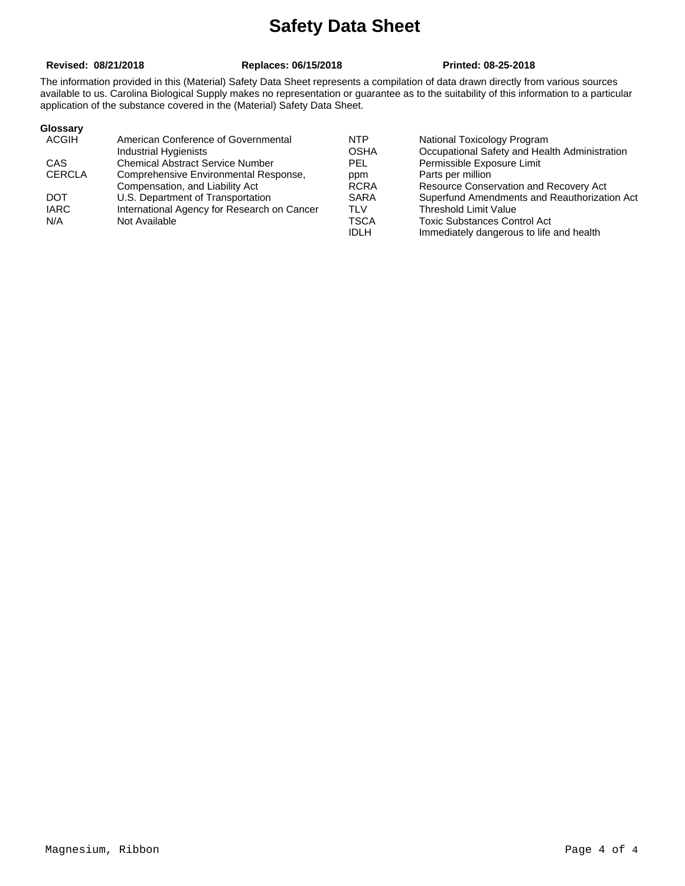# Safety Data Sheet

**Revised: 08/21/2018** **Replaces: 06/15/2018** **Printed: 08-25-2018**

The information provided in this (Material) Safety Data Sheet represents a compilation of data drawn directly from various sources available to us. Carolina Biological Supply makes no representation or guarantee as to the suitability of this information to a particular application of the substance covered in the (Material) Safety Data Sheet.

**Glossary**

| | | | |
|---|---|---|---|
| ACGIH | American Conference of Governmental Industrial Hygienists | NTP | National Toxicology Program |
| | | OSHA | Occupational Safety and Health Administration |
| CAS | Chemical Abstract Service Number | PEL | Permissible Exposure Limit |
| CERCLA | Comprehensive Environmental Response, Compensation, and Liability Act | ppm | Parts per million |
| | | RCRA | Resource Conservation and Recovery Act |
| DOT | U.S. Department of Transportation | SARA | Superfund Amendments and Reauthorization Act |
| IARC | International Agency for Research on Cancer | TLV | Threshold Limit Value |
| N/A | Not Available | TSCA | Toxic Substances Control Act |
| | | IDLH | Immediately dangerous to life and health |